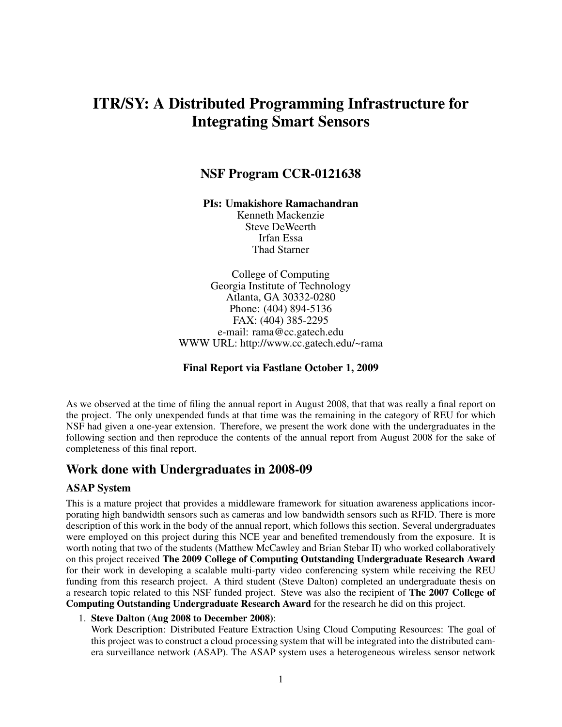# ITR/SY: A Distributed Programming Infrastructure for Integrating Smart Sensors

## NSF Program CCR-0121638

**PIs: Umakishore Ramachandran**
Kenneth Mackenzie
Steve DeWeerth
Irfan Essa
Thad Starner

College of Computing
Georgia Institute of Technology
Atlanta, GA 30332-0280
Phone: (404) 894-5136
FAX: (404) 385-2295
e-mail: rama@cc.gatech.edu
WWW URL: http://www.cc.gatech.edu/~rama

**Final Report via Fastlane October 1, 2009**

As we observed at the time of filing the annual report in August 2008, that that was really a final report on the project. The only unexpended funds at that time was the remaining in the category of REU for which NSF had given a one-year extension. Therefore, we present the work done with the undergraduates in the following section and then reproduce the contents of the annual report from August 2008 for the sake of completeness of this final report.

## Work done with Undergraduates in 2008-09

### ASAP System

This is a mature project that provides a middleware framework for situation awareness applications incorporating high bandwidth sensors such as cameras and low bandwidth sensors such as RFID. There is more description of this work in the body of the annual report, which follows this section. Several undergraduates were employed on this project during this NCE year and benefited tremendously from the exposure. It is worth noting that two of the students (Matthew McCawley and Brian Stebar II) who worked collaboratively on this project received **The 2009 College of Computing Outstanding Undergraduate Research Award** for their work in developing a scalable multi-party video conferencing system while receiving the REU funding from this research project. A third student (Steve Dalton) completed an undergraduate thesis on a research topic related to this NSF funded project. Steve was also the recipient of **The 2007 College of Computing Outstanding Undergraduate Research Award** for the research he did on this project.

1. **Steve Dalton (Aug 2008 to December 2008)**:
   Work Description: Distributed Feature Extraction Using Cloud Computing Resources: The goal of this project was to construct a cloud processing system that will be integrated into the distributed camera surveillance network (ASAP). The ASAP system uses a heterogeneous wireless sensor network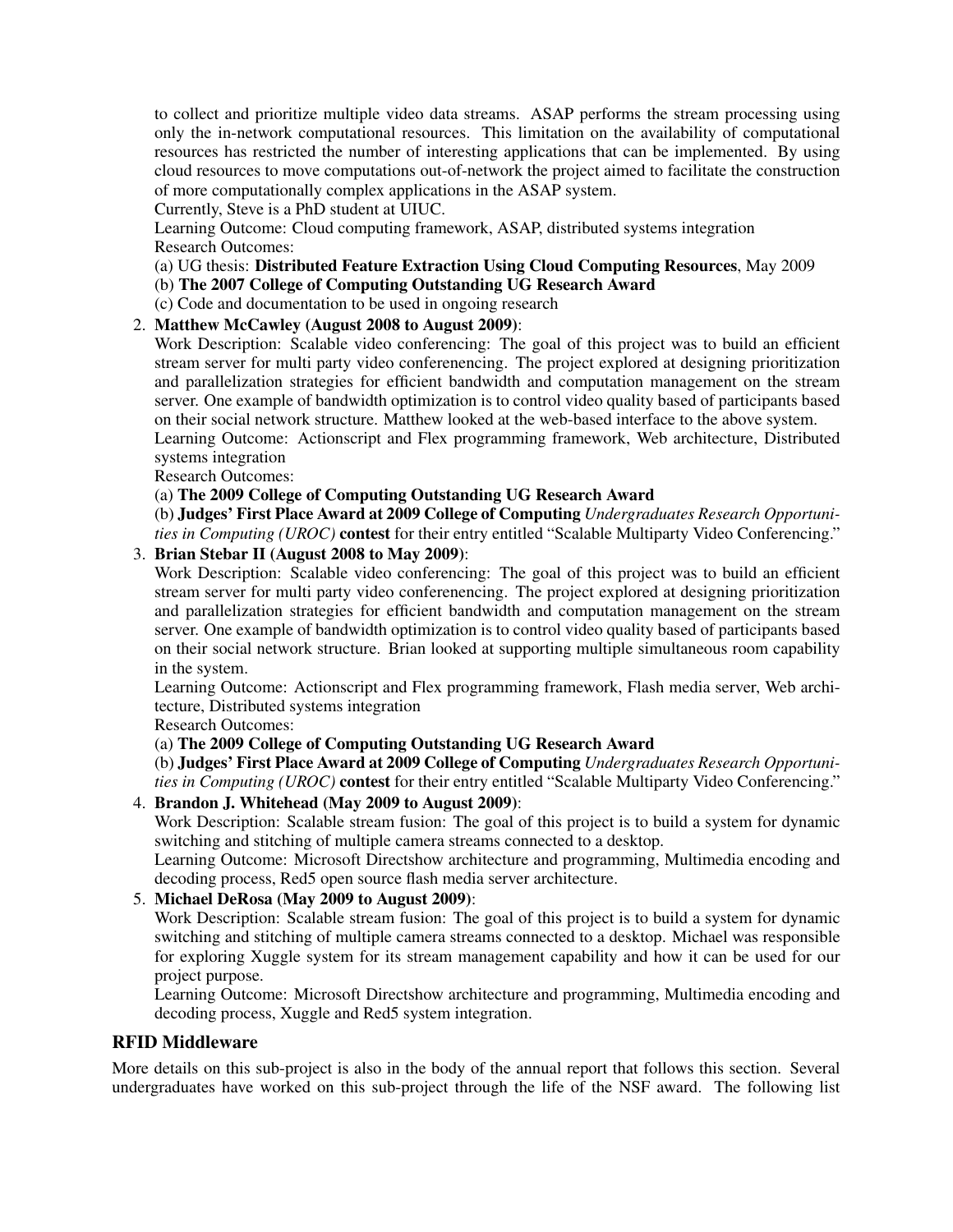to collect and prioritize multiple video data streams. ASAP performs the stream processing using only the in-network computational resources. This limitation on the availability of computational resources has restricted the number of interesting applications that can be implemented. By using cloud resources to move computations out-of-network the project aimed to facilitate the construction of more computationally complex applications in the ASAP system.

Currently, Steve is a PhD student at UIUC.

Learning Outcome: Cloud computing framework, ASAP, distributed systems integration

Research Outcomes:

(a) UG thesis: **Distributed Feature Extraction Using Cloud Computing Resources**, May 2009

(b) **The 2007 College of Computing Outstanding UG Research Award**

(c) Code and documentation to be used in ongoing research

2. **Matthew McCawley (August 2008 to August 2009)**:

   Work Description: Scalable video conferencing: The goal of this project was to build an efficient stream server for multi party video conferencing. The project explored at designing prioritization and parallelization strategies for efficient bandwidth and computation management on the stream server. One example of bandwidth optimization is to control video quality based of participants based on their social network structure. Matthew looked at the web-based interface to the above system.

   Learning Outcome: Actionscript and Flex programming framework, Web architecture, Distributed systems integration

   Research Outcomes:

   (a) **The 2009 College of Computing Outstanding UG Research Award**

   (b) **Judges' First Place Award at 2009 College of Computing** *Undergraduates Research Opportunities in Computing (UROC)* **contest** for their entry entitled "Scalable Multiparty Video Conferencing."

3. **Brian Stebar II (August 2008 to May 2009)**:

   Work Description: Scalable video conferencing: The goal of this project was to build an efficient stream server for multi party video conferencing. The project explored at designing prioritization and parallelization strategies for efficient bandwidth and computation management on the stream server. One example of bandwidth optimization is to control video quality based of participants based on their social network structure. Brian looked at supporting multiple simultaneous room capability in the system.

   Learning Outcome: Actionscript and Flex programming framework, Flash media server, Web architecture, Distributed systems integration

   Research Outcomes:

   (a) **The 2009 College of Computing Outstanding UG Research Award**

   (b) **Judges' First Place Award at 2009 College of Computing** *Undergraduates Research Opportunities in Computing (UROC)* **contest** for their entry entitled "Scalable Multiparty Video Conferencing."

4. **Brandon J. Whitehead (May 2009 to August 2009)**:

   Work Description: Scalable stream fusion: The goal of this project is to build a system for dynamic switching and stitching of multiple camera streams connected to a desktop.

   Learning Outcome: Microsoft Directshow architecture and programming, Multimedia encoding and decoding process, Red5 open source flash media server architecture.

5. **Michael DeRosa (May 2009 to August 2009)**:

   Work Description: Scalable stream fusion: The goal of this project is to build a system for dynamic switching and stitching of multiple camera streams connected to a desktop. Michael was responsible for exploring Xuggle system for its stream management capability and how it can be used for our project purpose.

   Learning Outcome: Microsoft Directshow architecture and programming, Multimedia encoding and decoding process, Xuggle and Red5 system integration.

## RFID Middleware

More details on this sub-project is also in the body of the annual report that follows this section. Several undergraduates have worked on this sub-project through the life of the NSF award. The following list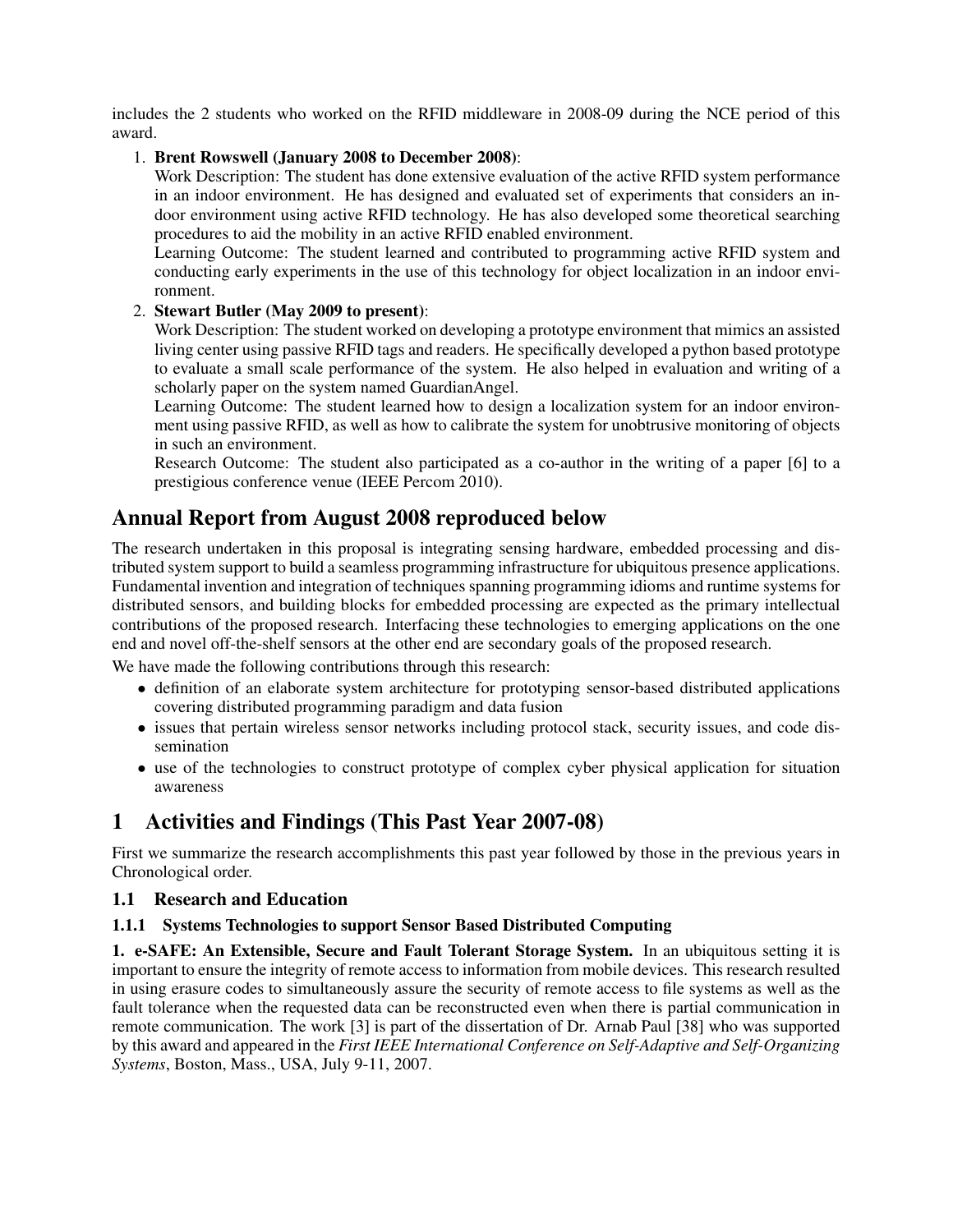includes the 2 students who worked on the RFID middleware in 2008-09 during the NCE period of this award.

1. **Brent Rowswell (January 2008 to December 2008)**:
   Work Description: The student has done extensive evaluation of the active RFID system performance in an indoor environment. He has designed and evaluated set of experiments that considers an indoor environment using active RFID technology. He has also developed some theoretical searching procedures to aid the mobility in an active RFID enabled environment.
   Learning Outcome: The student learned and contributed to programming active RFID system and conducting early experiments in the use of this technology for object localization in an indoor environment.

2. **Stewart Butler (May 2009 to present)**:
   Work Description: The student worked on developing a prototype environment that mimics an assisted living center using passive RFID tags and readers. He specifically developed a python based prototype to evaluate a small scale performance of the system. He also helped in evaluation and writing of a scholarly paper on the system named GuardianAngel.
   Learning Outcome: The student learned how to design a localization system for an indoor environment using passive RFID, as well as how to calibrate the system for unobtrusive monitoring of objects in such an environment.
   Research Outcome: The student also participated as a co-author in the writing of a paper [6] to a prestigious conference venue (IEEE Percom 2010).

# Annual Report from August 2008 reproduced below

The research undertaken in this proposal is integrating sensing hardware, embedded processing and distributed system support to build a seamless programming infrastructure for ubiquitous presence applications. Fundamental invention and integration of techniques spanning programming idioms and runtime systems for distributed sensors, and building blocks for embedded processing are expected as the primary intellectual contributions of the proposed research. Interfacing these technologies to emerging applications on the one end and novel off-the-shelf sensors at the other end are secondary goals of the proposed research.

We have made the following contributions through this research:

- definition of an elaborate system architecture for prototyping sensor-based distributed applications covering distributed programming paradigm and data fusion
- issues that pertain wireless sensor networks including protocol stack, security issues, and code dissemination
- use of the technologies to construct prototype of complex cyber physical application for situation awareness

# 1 Activities and Findings (This Past Year 2007-08)

First we summarize the research accomplishments this past year followed by those in the previous years in Chronological order.

## 1.1 Research and Education

### 1.1.1 Systems Technologies to support Sensor Based Distributed Computing

**1. e-SAFE: An Extensible, Secure and Fault Tolerant Storage System.** In an ubiquitous setting it is important to ensure the integrity of remote access to information from mobile devices. This research resulted in using erasure codes to simultaneously assure the security of remote access to file systems as well as the fault tolerance when the requested data can be reconstructed even when there is partial communication in remote communication. The work [3] is part of the dissertation of Dr. Arnab Paul [38] who was supported by this award and appeared in the *First IEEE International Conference on Self-Adaptive and Self-Organizing Systems*, Boston, Mass., USA, July 9-11, 2007.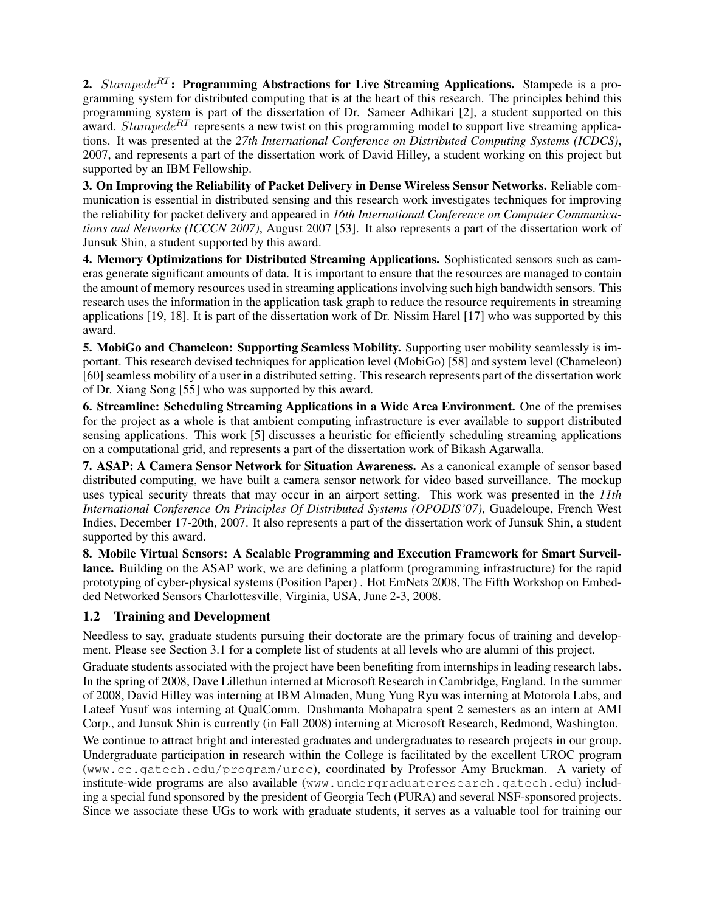**2.** $Stampede^{RT}$**: Programming Abstractions for Live Streaming Applications.** Stampede is a programming system for distributed computing that is at the heart of this research. The principles behind this programming system is part of the dissertation of Dr. Sameer Adhikari [2], a student supported on this award. $Stampede^{RT}$ represents a new twist on this programming model to support live streaming applications. It was presented at the *27th International Conference on Distributed Computing Systems (ICDCS)*, 2007, and represents a part of the dissertation work of David Hilley, a student working on this project but supported by an IBM Fellowship.

**3. On Improving the Reliability of Packet Delivery in Dense Wireless Sensor Networks.** Reliable communication is essential in distributed sensing and this research work investigates techniques for improving the reliability for packet delivery and appeared in *16th International Conference on Computer Communications and Networks (ICCCN 2007)*, August 2007 [53]. It also represents a part of the dissertation work of Junsuk Shin, a student supported by this award.

**4. Memory Optimizations for Distributed Streaming Applications.** Sophisticated sensors such as cameras generate significant amounts of data. It is important to ensure that the resources are managed to contain the amount of memory resources used in streaming applications involving such high bandwidth sensors. This research uses the information in the application task graph to reduce the resource requirements in streaming applications [19, 18]. It is part of the dissertation work of Dr. Nissim Harel [17] who was supported by this award.

**5. MobiGo and Chameleon: Supporting Seamless Mobility.** Supporting user mobility seamlessly is important. This research devised techniques for application level (MobiGo) [58] and system level (Chameleon) [60] seamless mobility of a user in a distributed setting. This research represents part of the dissertation work of Dr. Xiang Song [55] who was supported by this award.

**6. Streamline: Scheduling Streaming Applications in a Wide Area Environment.** One of the premises for the project as a whole is that ambient computing infrastructure is ever available to support distributed sensing applications. This work [5] discusses a heuristic for efficiently scheduling streaming applications on a computational grid, and represents a part of the dissertation work of Bikash Agarwalla.

**7. ASAP: A Camera Sensor Network for Situation Awareness.** As a canonical example of sensor based distributed computing, we have built a camera sensor network for video based surveillance. The mockup uses typical security threats that may occur in an airport setting. This work was presented in the *11th International Conference On Principles Of Distributed Systems (OPODIS'07)*, Guadeloupe, French West Indies, December 17-20th, 2007. It also represents a part of the dissertation work of Junsuk Shin, a student supported by this award.

**8. Mobile Virtual Sensors: A Scalable Programming and Execution Framework for Smart Surveillance.** Building on the ASAP work, we are defining a platform (programming infrastructure) for the rapid prototyping of cyber-physical systems (Position Paper) . Hot EmNets 2008, The Fifth Workshop on Embedded Networked Sensors Charlottesville, Virginia, USA, June 2-3, 2008.

## 1.2 Training and Development

Needless to say, graduate students pursuing their doctorate are the primary focus of training and development. Please see Section 3.1 for a complete list of students at all levels who are alumni of this project.

Graduate students associated with the project have been benefiting from internships in leading research labs. In the spring of 2008, Dave Lillethun interned at Microsoft Research in Cambridge, England. In the summer of 2008, David Hilley was interning at IBM Almaden, Mung Yung Ryu was interning at Motorola Labs, and Lateef Yusuf was interning at QualComm. Dushmanta Mohapatra spent 2 semesters as an intern at AMI Corp., and Junsuk Shin is currently (in Fall 2008) interning at Microsoft Research, Redmond, Washington.

We continue to attract bright and interested graduates and undergraduates to research projects in our group. Undergraduate participation in research within the College is facilitated by the excellent UROC program (`www.cc.gatech.edu/program/uroc`), coordinated by Professor Amy Bruckman. A variety of institute-wide programs are also available (`www.undergraduateresearch.gatech.edu`) including a special fund sponsored by the president of Georgia Tech (PURA) and several NSF-sponsored projects. Since we associate these UGs to work with graduate students, it serves as a valuable tool for training our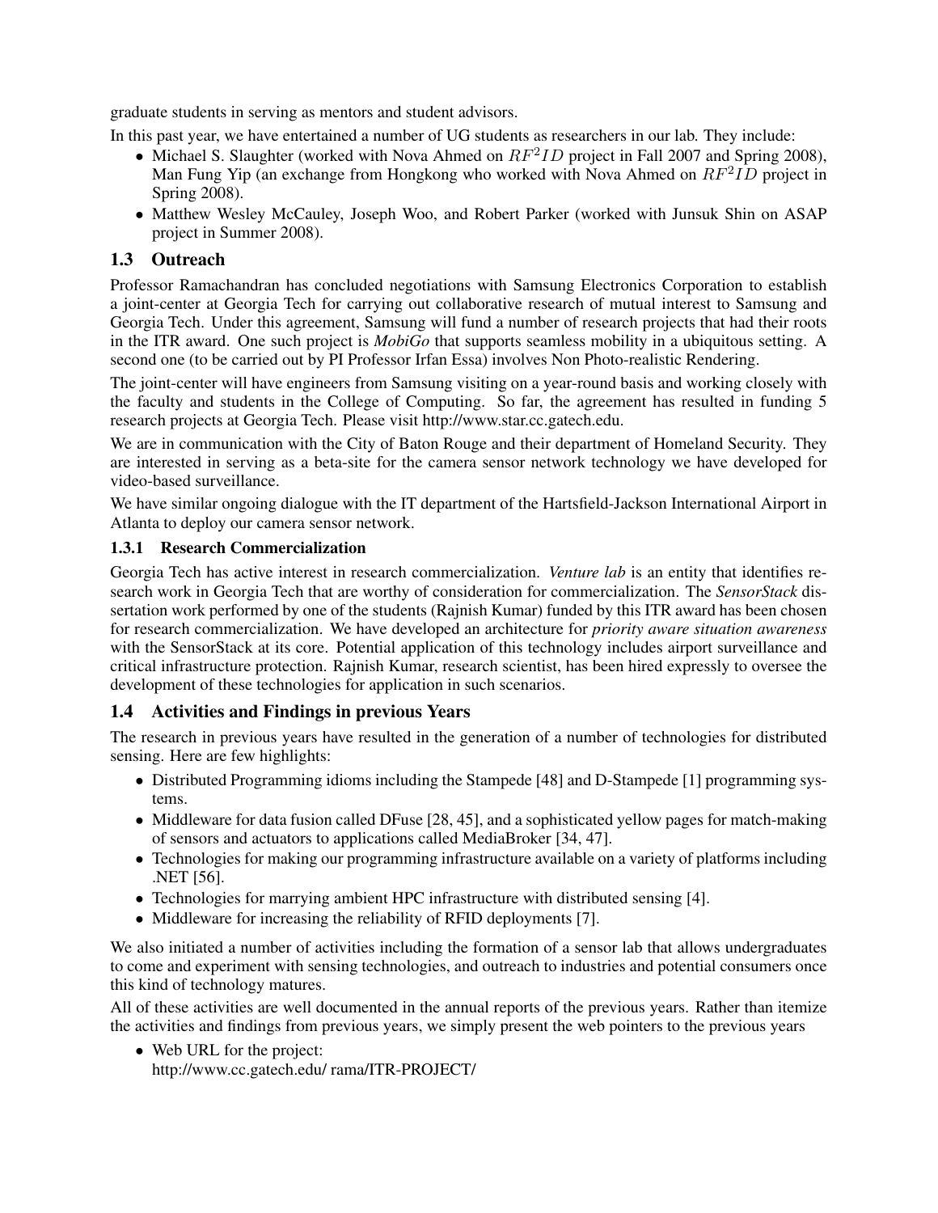graduate students in serving as mentors and student advisors.

In this past year, we have entertained a number of UG students as researchers in our lab. They include:

- Michael S. Slaughter (worked with Nova Ahmed on $RF^2ID$ project in Fall 2007 and Spring 2008), Man Fung Yip (an exchange from Hongkong who worked with Nova Ahmed on $RF^2ID$ project in Spring 2008).
- Matthew Wesley McCauley, Joseph Woo, and Robert Parker (worked with Junsuk Shin on ASAP project in Summer 2008).

## 1.3 Outreach

Professor Ramachandran has concluded negotiations with Samsung Electronics Corporation to establish a joint-center at Georgia Tech for carrying out collaborative research of mutual interest to Samsung and Georgia Tech. Under this agreement, Samsung will fund a number of research projects that had their roots in the ITR award. One such project is *MobiGo* that supports seamless mobility in a ubiquitous setting. A second one (to be carried out by PI Professor Irfan Essa) involves Non Photo-realistic Rendering.

The joint-center will have engineers from Samsung visiting on a year-round basis and working closely with the faculty and students in the College of Computing. So far, the agreement has resulted in funding 5 research projects at Georgia Tech. Please visit http://www.star.cc.gatech.edu.

We are in communication with the City of Baton Rouge and their department of Homeland Security. They are interested in serving as a beta-site for the camera sensor network technology we have developed for video-based surveillance.

We have similar ongoing dialogue with the IT department of the Hartsfield-Jackson International Airport in Atlanta to deploy our camera sensor network.

### 1.3.1 Research Commercialization

Georgia Tech has active interest in research commercialization. *Venture lab* is an entity that identifies research work in Georgia Tech that are worthy of consideration for commercialization. The *SensorStack* dissertation work performed by one of the students (Rajnish Kumar) funded by this ITR award has been chosen for research commercialization. We have developed an architecture for *priority aware situation awareness* with the SensorStack at its core. Potential application of this technology includes airport surveillance and critical infrastructure protection. Rajnish Kumar, research scientist, has been hired expressly to oversee the development of these technologies for application in such scenarios.

## 1.4 Activities and Findings in previous Years

The research in previous years have resulted in the generation of a number of technologies for distributed sensing. Here are few highlights:

- Distributed Programming idioms including the Stampede [48] and D-Stampede [1] programming systems.
- Middleware for data fusion called DFuse [28, 45], and a sophisticated yellow pages for match-making of sensors and actuators to applications called MediaBroker [34, 47].
- Technologies for making our programming infrastructure available on a variety of platforms including .NET [56].
- Technologies for marrying ambient HPC infrastructure with distributed sensing [4].
- Middleware for increasing the reliability of RFID deployments [7].

We also initiated a number of activities including the formation of a sensor lab that allows undergraduates to come and experiment with sensing technologies, and outreach to industries and potential consumers once this kind of technology matures.

All of these activities are well documented in the annual reports of the previous years. Rather than itemize the activities and findings from previous years, we simply present the web pointers to the previous years

- Web URL for the project:
  http://www.cc.gatech.edu/ rama/ITR-PROJECT/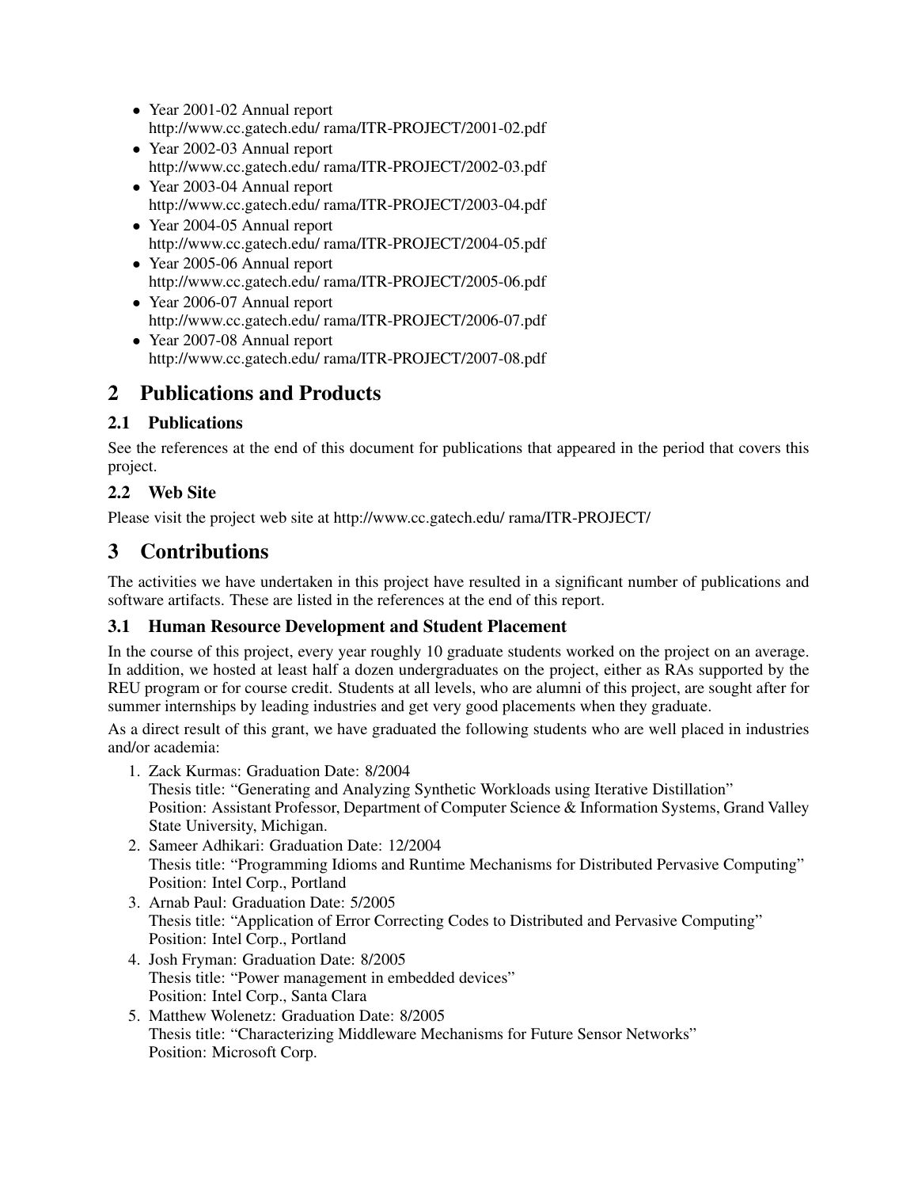- Year 2001-02 Annual report
  http://www.cc.gatech.edu/ rama/ITR-PROJECT/2001-02.pdf
- Year 2002-03 Annual report
  http://www.cc.gatech.edu/ rama/ITR-PROJECT/2002-03.pdf
- Year 2003-04 Annual report
  http://www.cc.gatech.edu/ rama/ITR-PROJECT/2003-04.pdf
- Year 2004-05 Annual report
  http://www.cc.gatech.edu/ rama/ITR-PROJECT/2004-05.pdf
- Year 2005-06 Annual report
  http://www.cc.gatech.edu/ rama/ITR-PROJECT/2005-06.pdf
- Year 2006-07 Annual report
  http://www.cc.gatech.edu/ rama/ITR-PROJECT/2006-07.pdf
- Year 2007-08 Annual report
  http://www.cc.gatech.edu/ rama/ITR-PROJECT/2007-08.pdf

# 2 Publications and Products

## 2.1 Publications

See the references at the end of this document for publications that appeared in the period that covers this project.

## 2.2 Web Site

Please visit the project web site at http://www.cc.gatech.edu/ rama/ITR-PROJECT/

# 3 Contributions

The activities we have undertaken in this project have resulted in a significant number of publications and software artifacts. These are listed in the references at the end of this report.

## 3.1 Human Resource Development and Student Placement

In the course of this project, every year roughly 10 graduate students worked on the project on an average. In addition, we hosted at least half a dozen undergraduates on the project, either as RAs supported by the REU program or for course credit. Students at all levels, who are alumni of this project, are sought after for summer internships by leading industries and get very good placements when they graduate.

As a direct result of this grant, we have graduated the following students who are well placed in industries and/or academia:

1. Zack Kurmas: Graduation Date: 8/2004
   Thesis title: "Generating and Analyzing Synthetic Workloads using Iterative Distillation"
   Position: Assistant Professor, Department of Computer Science & Information Systems, Grand Valley State University, Michigan.
2. Sameer Adhikari: Graduation Date: 12/2004
   Thesis title: "Programming Idioms and Runtime Mechanisms for Distributed Pervasive Computing"
   Position: Intel Corp., Portland
3. Arnab Paul: Graduation Date: 5/2005
   Thesis title: "Application of Error Correcting Codes to Distributed and Pervasive Computing"
   Position: Intel Corp., Portland
4. Josh Fryman: Graduation Date: 8/2005
   Thesis title: "Power management in embedded devices"
   Position: Intel Corp., Santa Clara
5. Matthew Wolenetz: Graduation Date: 8/2005
   Thesis title: "Characterizing Middleware Mechanisms for Future Sensor Networks"
   Position: Microsoft Corp.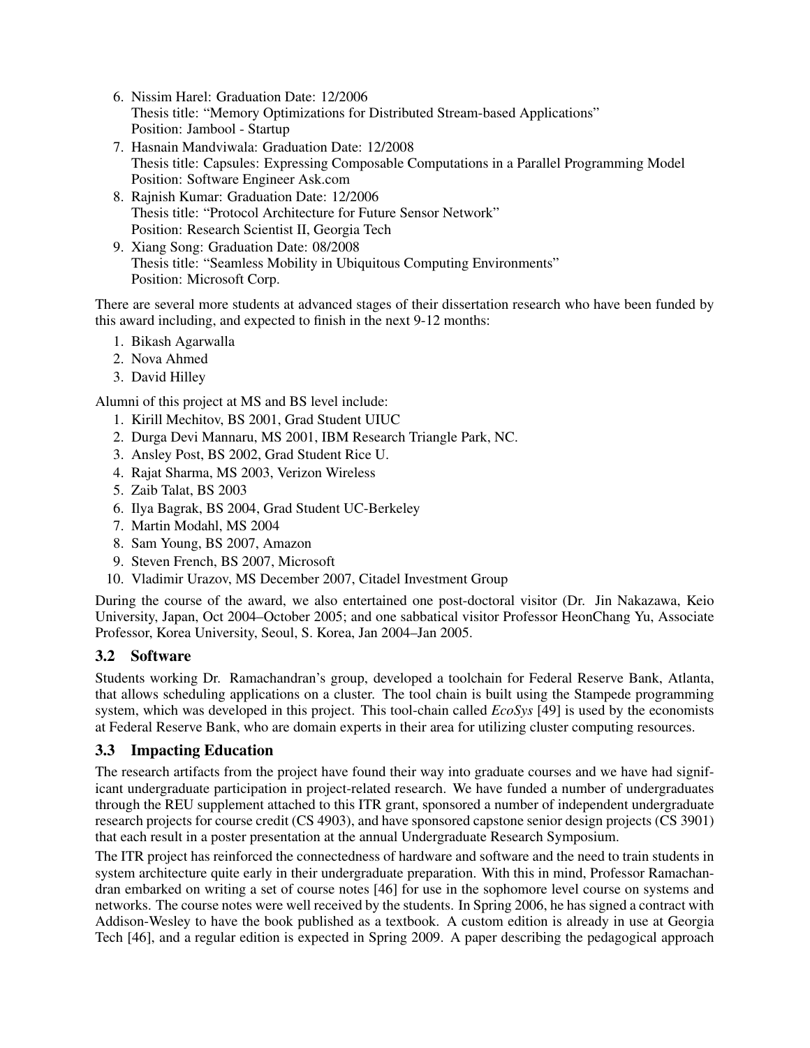6. Nissim Harel: Graduation Date: 12/2006
   Thesis title: "Memory Optimizations for Distributed Stream-based Applications"
   Position: Jambool - Startup
7. Hasnain Mandviwala: Graduation Date: 12/2008
   Thesis title: Capsules: Expressing Composable Computations in a Parallel Programming Model
   Position: Software Engineer Ask.com
8. Rajnish Kumar: Graduation Date: 12/2006
   Thesis title: "Protocol Architecture for Future Sensor Network"
   Position: Research Scientist II, Georgia Tech
9. Xiang Song: Graduation Date: 08/2008
   Thesis title: "Seamless Mobility in Ubiquitous Computing Environments"
   Position: Microsoft Corp.

There are several more students at advanced stages of their dissertation research who have been funded by this award including, and expected to finish in the next 9-12 months:

1. Bikash Agarwalla
2. Nova Ahmed
3. David Hilley

Alumni of this project at MS and BS level include:

1. Kirill Mechitov, BS 2001, Grad Student UIUC
2. Durga Devi Mannaru, MS 2001, IBM Research Triangle Park, NC.
3. Ansley Post, BS 2002, Grad Student Rice U.
4. Rajat Sharma, MS 2003, Verizon Wireless
5. Zaib Talat, BS 2003
6. Ilya Bagrak, BS 2004, Grad Student UC-Berkeley
7. Martin Modahl, MS 2004
8. Sam Young, BS 2007, Amazon
9. Steven French, BS 2007, Microsoft
10. Vladimir Urazov, MS December 2007, Citadel Investment Group

During the course of the award, we also entertained one post-doctoral visitor (Dr. Jin Nakazawa, Keio University, Japan, Oct 2004–October 2005; and one sabbatical visitor Professor HeonChang Yu, Associate Professor, Korea University, Seoul, S. Korea, Jan 2004–Jan 2005.

### 3.2 Software

Students working Dr. Ramachandran's group, developed a toolchain for Federal Reserve Bank, Atlanta, that allows scheduling applications on a cluster. The tool chain is built using the Stampede programming system, which was developed in this project. This tool-chain called *EcoSys* [49] is used by the economists at Federal Reserve Bank, who are domain experts in their area for utilizing cluster computing resources.

### 3.3 Impacting Education

The research artifacts from the project have found their way into graduate courses and we have had significant undergraduate participation in project-related research. We have funded a number of undergraduates through the REU supplement attached to this ITR grant, sponsored a number of independent undergraduate research projects for course credit (CS 4903), and have sponsored capstone senior design projects (CS 3901) that each result in a poster presentation at the annual Undergraduate Research Symposium.

The ITR project has reinforced the connectedness of hardware and software and the need to train students in system architecture quite early in their undergraduate preparation. With this in mind, Professor Ramachandran embarked on writing a set of course notes [46] for use in the sophomore level course on systems and networks. The course notes were well received by the students. In Spring 2006, he has signed a contract with Addison-Wesley to have the book published as a textbook. A custom edition is already in use at Georgia Tech [46], and a regular edition is expected in Spring 2009. A paper describing the pedagogical approach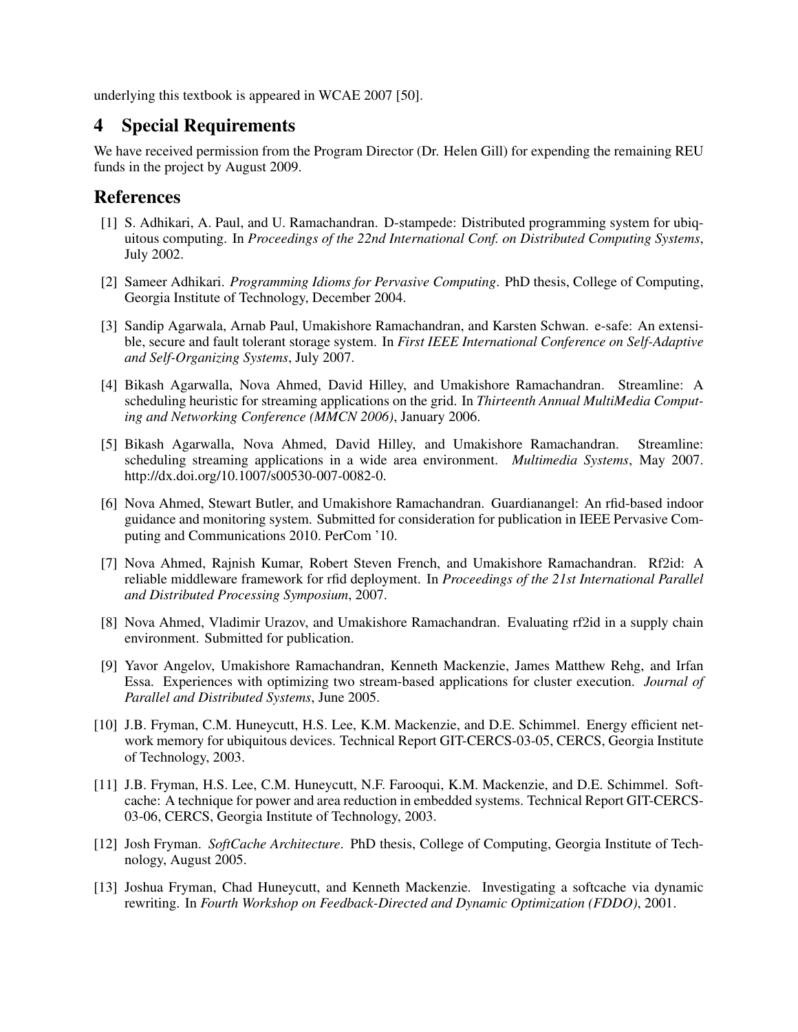underlying this textbook is appeared in WCAE 2007 [50].

## 4 Special Requirements

We have received permission from the Program Director (Dr. Helen Gill) for expending the remaining REU funds in the project by August 2009.

## References

[1] S. Adhikari, A. Paul, and U. Ramachandran. D-stampede: Distributed programming system for ubiquitous computing. In *Proceedings of the 22nd International Conf. on Distributed Computing Systems*, July 2002.

[2] Sameer Adhikari. *Programming Idioms for Pervasive Computing*. PhD thesis, College of Computing, Georgia Institute of Technology, December 2004.

[3] Sandip Agarwala, Arnab Paul, Umakishore Ramachandran, and Karsten Schwan. e-safe: An extensible, secure and fault tolerant storage system. In *First IEEE International Conference on Self-Adaptive and Self-Organizing Systems*, July 2007.

[4] Bikash Agarwalla, Nova Ahmed, David Hilley, and Umakishore Ramachandran. Streamline: A scheduling heuristic for streaming applications on the grid. In *Thirteenth Annual MultiMedia Computing and Networking Conference (MMCN 2006)*, January 2006.

[5] Bikash Agarwalla, Nova Ahmed, David Hilley, and Umakishore Ramachandran. Streamline: scheduling streaming applications in a wide area environment. *Multimedia Systems*, May 2007. http://dx.doi.org/10.1007/s00530-007-0082-0.

[6] Nova Ahmed, Stewart Butler, and Umakishore Ramachandran. Guardianangel: An rfid-based indoor guidance and monitoring system. Submitted for consideration for publication in IEEE Pervasive Computing and Communications 2010. PerCom '10.

[7] Nova Ahmed, Rajnish Kumar, Robert Steven French, and Umakishore Ramachandran. Rf2id: A reliable middleware framework for rfid deployment. In *Proceedings of the 21st International Parallel and Distributed Processing Symposium*, 2007.

[8] Nova Ahmed, Vladimir Urazov, and Umakishore Ramachandran. Evaluating rf2id in a supply chain environment. Submitted for publication.

[9] Yavor Angelov, Umakishore Ramachandran, Kenneth Mackenzie, James Matthew Rehg, and Irfan Essa. Experiences with optimizing two stream-based applications for cluster execution. *Journal of Parallel and Distributed Systems*, June 2005.

[10] J.B. Fryman, C.M. Huneycutt, H.S. Lee, K.M. Mackenzie, and D.E. Schimmel. Energy efficient network memory for ubiquitous devices. Technical Report GIT-CERCS-03-05, CERCS, Georgia Institute of Technology, 2003.

[11] J.B. Fryman, H.S. Lee, C.M. Huneycutt, N.F. Farooqui, K.M. Mackenzie, and D.E. Schimmel. Softcache: A technique for power and area reduction in embedded systems. Technical Report GIT-CERCS-03-06, CERCS, Georgia Institute of Technology, 2003.

[12] Josh Fryman. *SoftCache Architecture*. PhD thesis, College of Computing, Georgia Institute of Technology, August 2005.

[13] Joshua Fryman, Chad Huneycutt, and Kenneth Mackenzie. Investigating a softcache via dynamic rewriting. In *Fourth Workshop on Feedback-Directed and Dynamic Optimization (FDDO)*, 2001.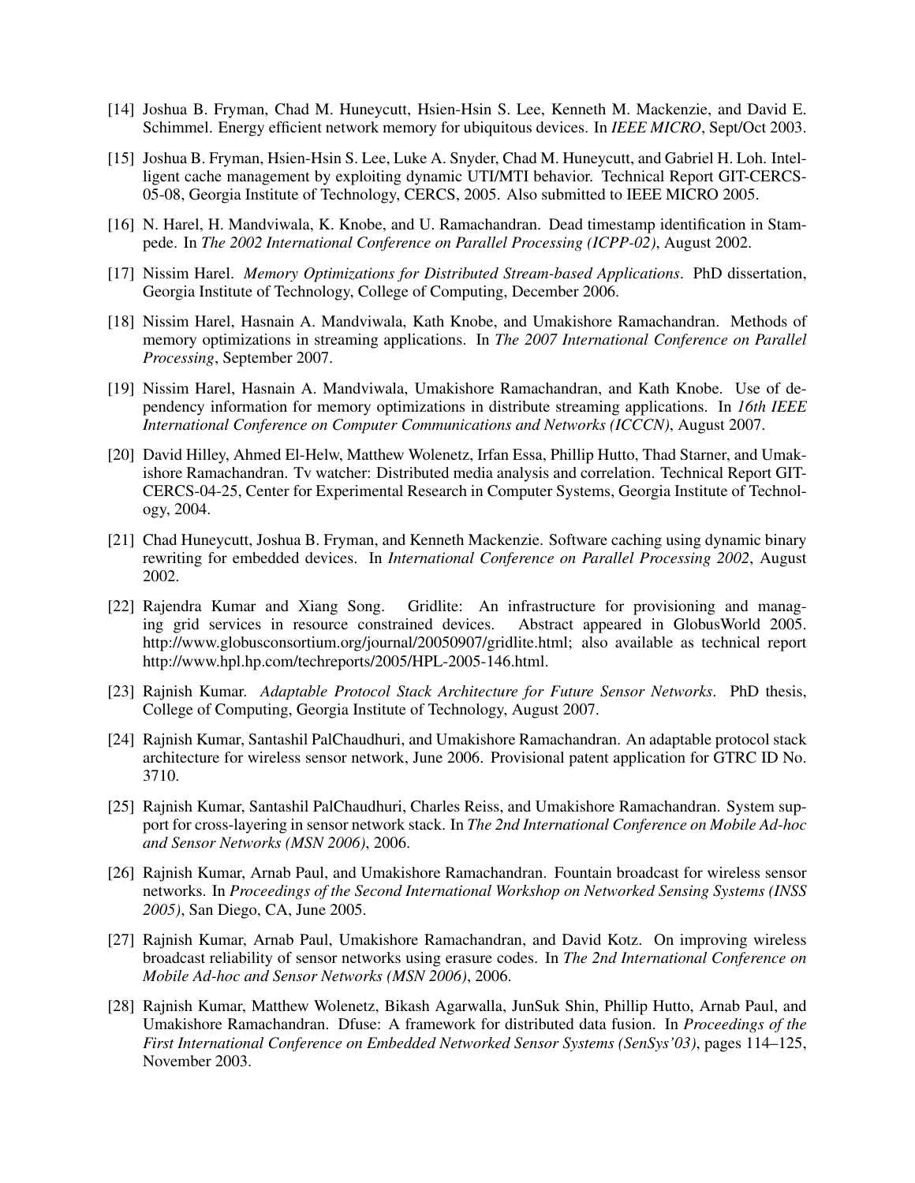[14] Joshua B. Fryman, Chad M. Huneycutt, Hsien-Hsin S. Lee, Kenneth M. Mackenzie, and David E. Schimmel. Energy efficient network memory for ubiquitous devices. In *IEEE MICRO*, Sept/Oct 2003.

[15] Joshua B. Fryman, Hsien-Hsin S. Lee, Luke A. Snyder, Chad M. Huneycutt, and Gabriel H. Loh. Intelligent cache management by exploiting dynamic UTI/MTI behavior. Technical Report GIT-CERCS-05-08, Georgia Institute of Technology, CERCS, 2005. Also submitted to IEEE MICRO 2005.

[16] N. Harel, H. Mandviwala, K. Knobe, and U. Ramachandran. Dead timestamp identification in Stampede. In *The 2002 International Conference on Parallel Processing (ICPP-02)*, August 2002.

[17] Nissim Harel. *Memory Optimizations for Distributed Stream-based Applications*. PhD dissertation, Georgia Institute of Technology, College of Computing, December 2006.

[18] Nissim Harel, Hasnain A. Mandviwala, Kath Knobe, and Umakishore Ramachandran. Methods of memory optimizations in streaming applications. In *The 2007 International Conference on Parallel Processing*, September 2007.

[19] Nissim Harel, Hasnain A. Mandviwala, Umakishore Ramachandran, and Kath Knobe. Use of dependency information for memory optimizations in distribute streaming applications. In *16th IEEE International Conference on Computer Communications and Networks (ICCCN)*, August 2007.

[20] David Hilley, Ahmed El-Helw, Matthew Wolenetz, Irfan Essa, Phillip Hutto, Thad Starner, and Umakishore Ramachandran. Tv watcher: Distributed media analysis and correlation. Technical Report GIT-CERCS-04-25, Center for Experimental Research in Computer Systems, Georgia Institute of Technology, 2004.

[21] Chad Huneycutt, Joshua B. Fryman, and Kenneth Mackenzie. Software caching using dynamic binary rewriting for embedded devices. In *International Conference on Parallel Processing 2002*, August 2002.

[22] Rajendra Kumar and Xiang Song. Gridlite: An infrastructure for provisioning and managing grid services in resource constrained devices. Abstract appeared in GlobusWorld 2005. http://www.globusconsortium.org/journal/20050907/gridlite.html; also available as technical report http://www.hpl.hp.com/techreports/2005/HPL-2005-146.html.

[23] Rajnish Kumar. *Adaptable Protocol Stack Architecture for Future Sensor Networks*. PhD thesis, College of Computing, Georgia Institute of Technology, August 2007.

[24] Rajnish Kumar, Santashil PalChaudhuri, and Umakishore Ramachandran. An adaptable protocol stack architecture for wireless sensor network, June 2006. Provisional patent application for GTRC ID No. 3710.

[25] Rajnish Kumar, Santashil PalChaudhuri, Charles Reiss, and Umakishore Ramachandran. System support for cross-layering in sensor network stack. In *The 2nd International Conference on Mobile Ad-hoc and Sensor Networks (MSN 2006)*, 2006.

[26] Rajnish Kumar, Arnab Paul, and Umakishore Ramachandran. Fountain broadcast for wireless sensor networks. In *Proceedings of the Second International Workshop on Networked Sensing Systems (INSS 2005)*, San Diego, CA, June 2005.

[27] Rajnish Kumar, Arnab Paul, Umakishore Ramachandran, and David Kotz. On improving wireless broadcast reliability of sensor networks using erasure codes. In *The 2nd International Conference on Mobile Ad-hoc and Sensor Networks (MSN 2006)*, 2006.

[28] Rajnish Kumar, Matthew Wolenetz, Bikash Agarwalla, JunSuk Shin, Phillip Hutto, Arnab Paul, and Umakishore Ramachandran. Dfuse: A framework for distributed data fusion. In *Proceedings of the First International Conference on Embedded Networked Sensor Systems (SenSys'03)*, pages 114–125, November 2003.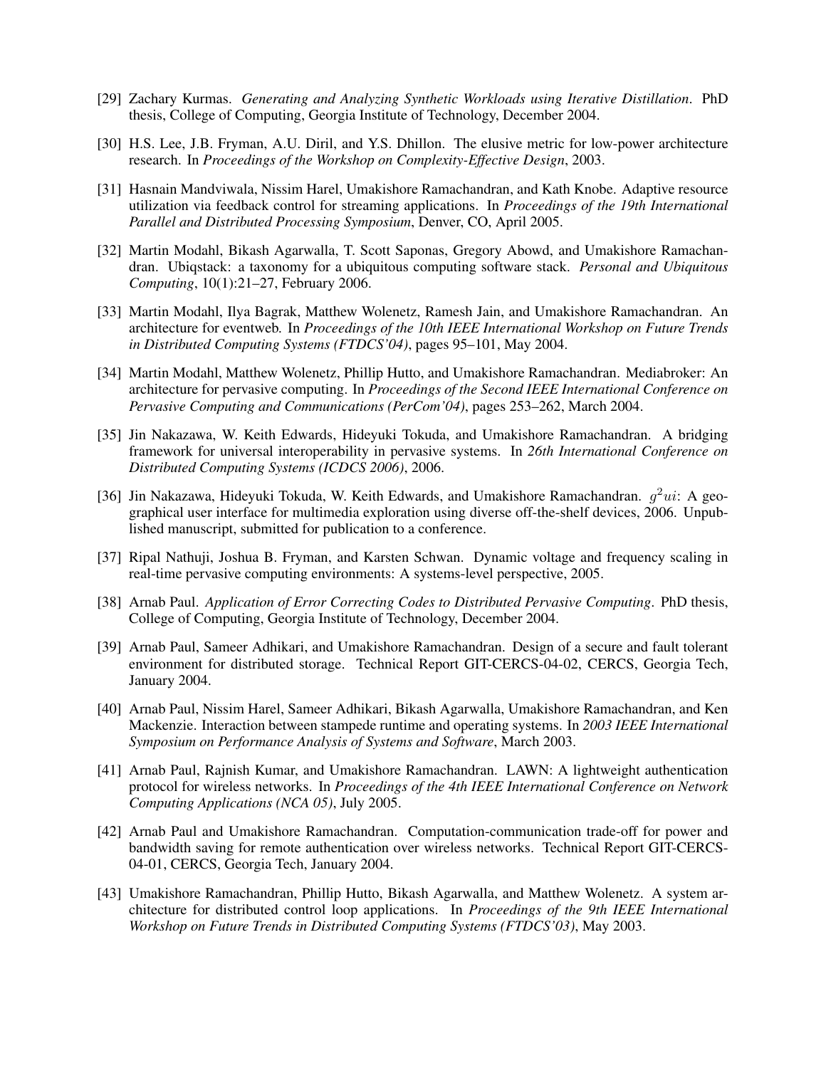[29] Zachary Kurmas. *Generating and Analyzing Synthetic Workloads using Iterative Distillation*. PhD thesis, College of Computing, Georgia Institute of Technology, December 2004.

[30] H.S. Lee, J.B. Fryman, A.U. Diril, and Y.S. Dhillon. The elusive metric for low-power architecture research. In *Proceedings of the Workshop on Complexity-Effective Design*, 2003.

[31] Hasnain Mandviwala, Nissim Harel, Umakishore Ramachandran, and Kath Knobe. Adaptive resource utilization via feedback control for streaming applications. In *Proceedings of the 19th International Parallel and Distributed Processing Symposium*, Denver, CO, April 2005.

[32] Martin Modahl, Bikash Agarwalla, T. Scott Saponas, Gregory Abowd, and Umakishore Ramachandran. Ubiqstack: a taxonomy for a ubiquitous computing software stack. *Personal and Ubiquitous Computing*, 10(1):21–27, February 2006.

[33] Martin Modahl, Ilya Bagrak, Matthew Wolenetz, Ramesh Jain, and Umakishore Ramachandran. An architecture for eventweb. In *Proceedings of the 10th IEEE International Workshop on Future Trends in Distributed Computing Systems (FTDCS'04)*, pages 95–101, May 2004.

[34] Martin Modahl, Matthew Wolenetz, Phillip Hutto, and Umakishore Ramachandran. Mediabroker: An architecture for pervasive computing. In *Proceedings of the Second IEEE International Conference on Pervasive Computing and Communications (PerCom'04)*, pages 253–262, March 2004.

[35] Jin Nakazawa, W. Keith Edwards, Hideyuki Tokuda, and Umakishore Ramachandran. A bridging framework for universal interoperability in pervasive systems. In *26th International Conference on Distributed Computing Systems (ICDCS 2006)*, 2006.

[36] Jin Nakazawa, Hideyuki Tokuda, W. Keith Edwards, and Umakishore Ramachandran. $g^2ui$: A geographical user interface for multimedia exploration using diverse off-the-shelf devices, 2006. Unpublished manuscript, submitted for publication to a conference.

[37] Ripal Nathuji, Joshua B. Fryman, and Karsten Schwan. Dynamic voltage and frequency scaling in real-time pervasive computing environments: A systems-level perspective, 2005.

[38] Arnab Paul. *Application of Error Correcting Codes to Distributed Pervasive Computing*. PhD thesis, College of Computing, Georgia Institute of Technology, December 2004.

[39] Arnab Paul, Sameer Adhikari, and Umakishore Ramachandran. Design of a secure and fault tolerant environment for distributed storage. Technical Report GIT-CERCS-04-02, CERCS, Georgia Tech, January 2004.

[40] Arnab Paul, Nissim Harel, Sameer Adhikari, Bikash Agarwalla, Umakishore Ramachandran, and Ken Mackenzie. Interaction between stampede runtime and operating systems. In *2003 IEEE International Symposium on Performance Analysis of Systems and Software*, March 2003.

[41] Arnab Paul, Rajnish Kumar, and Umakishore Ramachandran. LAWN: A lightweight authentication protocol for wireless networks. In *Proceedings of the 4th IEEE International Conference on Network Computing Applications (NCA 05)*, July 2005.

[42] Arnab Paul and Umakishore Ramachandran. Computation-communication trade-off for power and bandwidth saving for remote authentication over wireless networks. Technical Report GIT-CERCS-04-01, CERCS, Georgia Tech, January 2004.

[43] Umakishore Ramachandran, Phillip Hutto, Bikash Agarwalla, and Matthew Wolenetz. A system architecture for distributed control loop applications. In *Proceedings of the 9th IEEE International Workshop on Future Trends in Distributed Computing Systems (FTDCS'03)*, May 2003.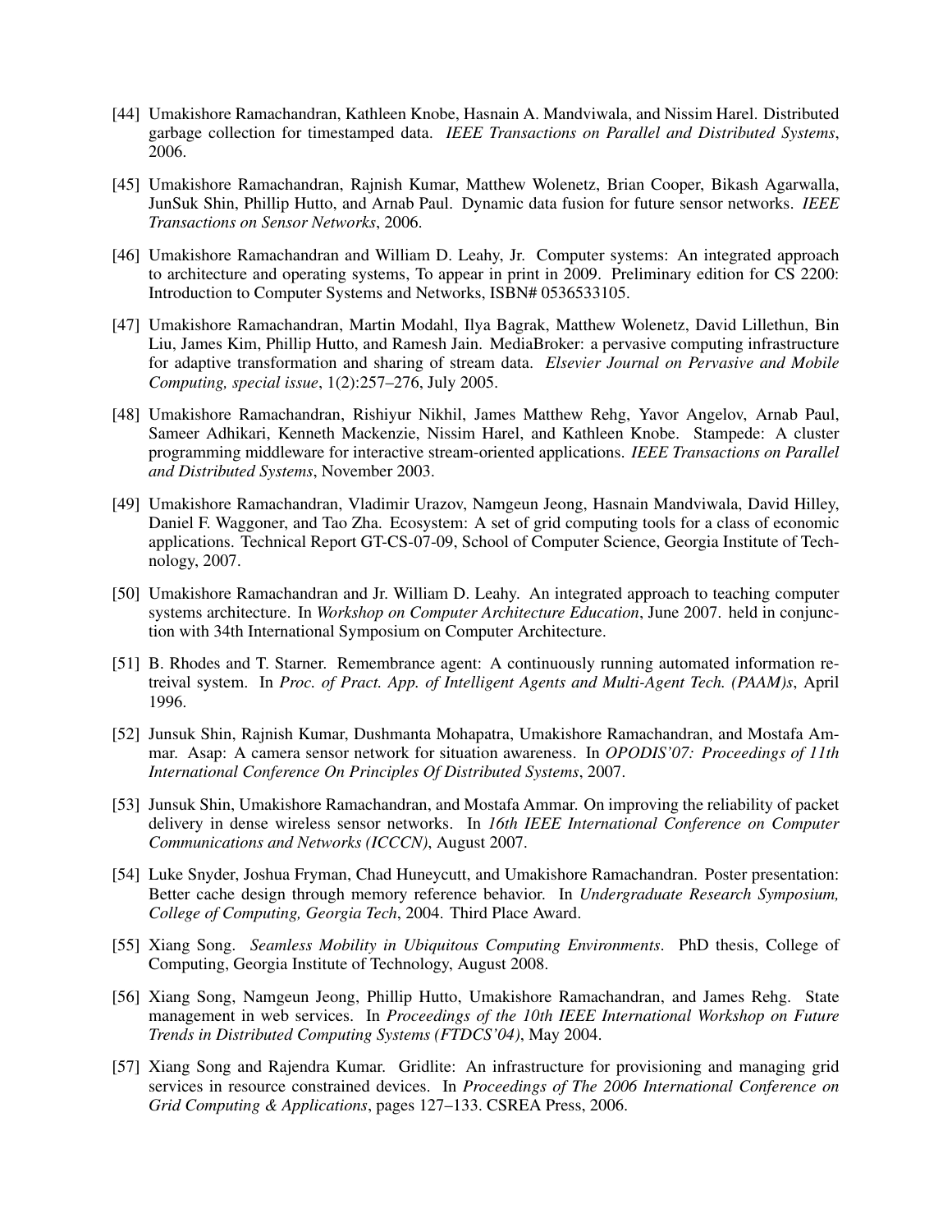[44] Umakishore Ramachandran, Kathleen Knobe, Hasnain A. Mandviwala, and Nissim Harel. Distributed garbage collection for timestamped data. *IEEE Transactions on Parallel and Distributed Systems*, 2006.

[45] Umakishore Ramachandran, Rajnish Kumar, Matthew Wolenetz, Brian Cooper, Bikash Agarwalla, JunSuk Shin, Phillip Hutto, and Arnab Paul. Dynamic data fusion for future sensor networks. *IEEE Transactions on Sensor Networks*, 2006.

[46] Umakishore Ramachandran and William D. Leahy, Jr. Computer systems: An integrated approach to architecture and operating systems, To appear in print in 2009. Preliminary edition for CS 2200: Introduction to Computer Systems and Networks, ISBN# 0536533105.

[47] Umakishore Ramachandran, Martin Modahl, Ilya Bagrak, Matthew Wolenetz, David Lillethun, Bin Liu, James Kim, Phillip Hutto, and Ramesh Jain. MediaBroker: a pervasive computing infrastructure for adaptive transformation and sharing of stream data. *Elsevier Journal on Pervasive and Mobile Computing, special issue*, 1(2):257–276, July 2005.

[48] Umakishore Ramachandran, Rishiyur Nikhil, James Matthew Rehg, Yavor Angelov, Arnab Paul, Sameer Adhikari, Kenneth Mackenzie, Nissim Harel, and Kathleen Knobe. Stampede: A cluster programming middleware for interactive stream-oriented applications. *IEEE Transactions on Parallel and Distributed Systems*, November 2003.

[49] Umakishore Ramachandran, Vladimir Urazov, Namgeun Jeong, Hasnain Mandviwala, David Hilley, Daniel F. Waggoner, and Tao Zha. Ecosystem: A set of grid computing tools for a class of economic applications. Technical Report GT-CS-07-09, School of Computer Science, Georgia Institute of Technology, 2007.

[50] Umakishore Ramachandran and Jr. William D. Leahy. An integrated approach to teaching computer systems architecture. In *Workshop on Computer Architecture Education*, June 2007. held in conjunction with 34th International Symposium on Computer Architecture.

[51] B. Rhodes and T. Starner. Remembrance agent: A continuously running automated information retreival system. In *Proc. of Pract. App. of Intelligent Agents and Multi-Agent Tech. (PAAM)s*, April 1996.

[52] Junsuk Shin, Rajnish Kumar, Dushmanta Mohapatra, Umakishore Ramachandran, and Mostafa Ammar. Asap: A camera sensor network for situation awareness. In *OPODIS'07: Proceedings of 11th International Conference On Principles Of Distributed Systems*, 2007.

[53] Junsuk Shin, Umakishore Ramachandran, and Mostafa Ammar. On improving the reliability of packet delivery in dense wireless sensor networks. In *16th IEEE International Conference on Computer Communications and Networks (ICCCN)*, August 2007.

[54] Luke Snyder, Joshua Fryman, Chad Huneycutt, and Umakishore Ramachandran. Poster presentation: Better cache design through memory reference behavior. In *Undergraduate Research Symposium, College of Computing, Georgia Tech*, 2004. Third Place Award.

[55] Xiang Song. *Seamless Mobility in Ubiquitous Computing Environments*. PhD thesis, College of Computing, Georgia Institute of Technology, August 2008.

[56] Xiang Song, Namgeun Jeong, Phillip Hutto, Umakishore Ramachandran, and James Rehg. State management in web services. In *Proceedings of the 10th IEEE International Workshop on Future Trends in Distributed Computing Systems (FTDCS'04)*, May 2004.

[57] Xiang Song and Rajendra Kumar. Gridlite: An infrastructure for provisioning and managing grid services in resource constrained devices. In *Proceedings of The 2006 International Conference on Grid Computing & Applications*, pages 127–133. CSREA Press, 2006.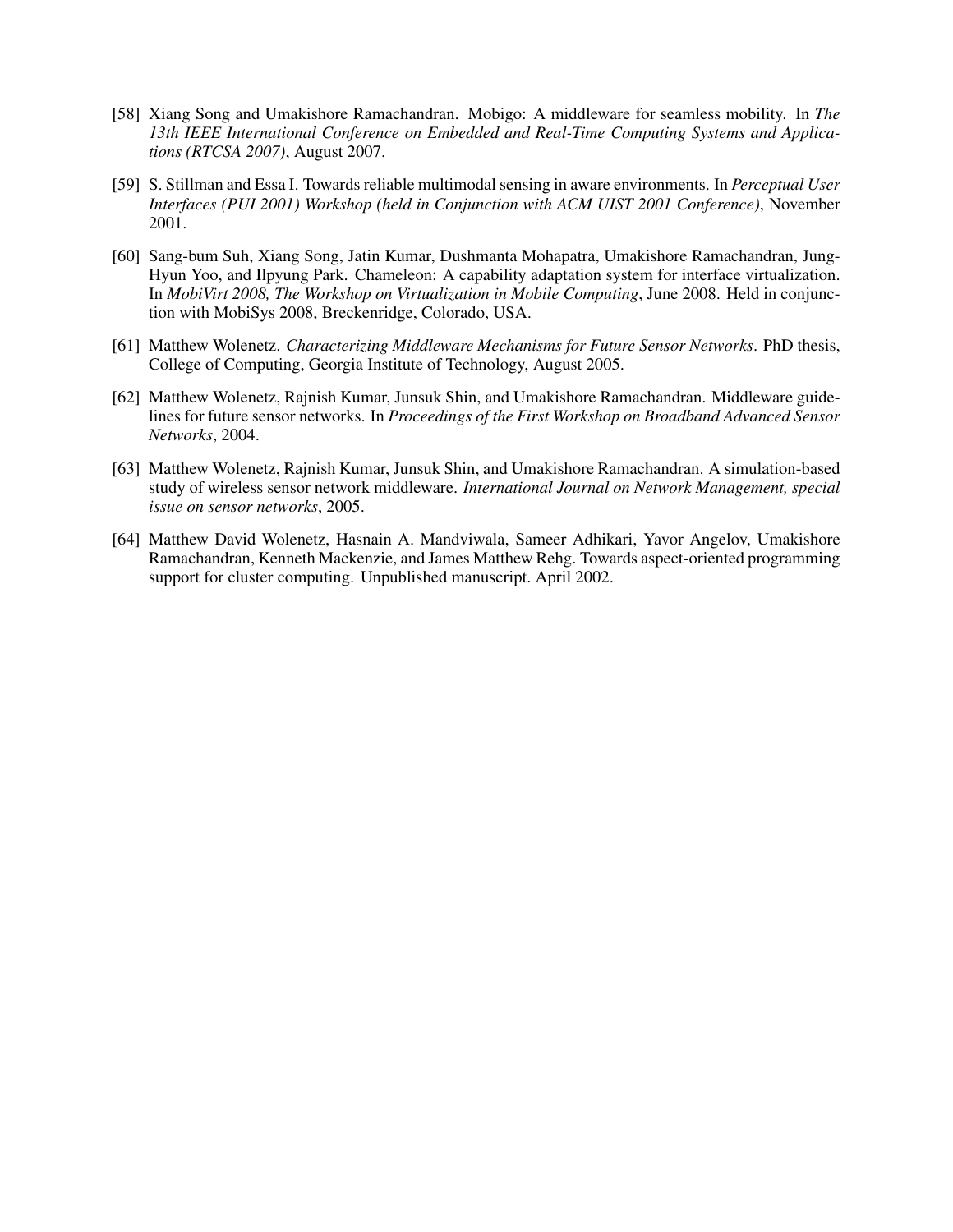[58] Xiang Song and Umakishore Ramachandran. Mobigo: A middleware for seamless mobility. In *The 13th IEEE International Conference on Embedded and Real-Time Computing Systems and Applications (RTCSA 2007)*, August 2007.

[59] S. Stillman and Essa I. Towards reliable multimodal sensing in aware environments. In *Perceptual User Interfaces (PUI 2001) Workshop (held in Conjunction with ACM UIST 2001 Conference)*, November 2001.

[60] Sang-bum Suh, Xiang Song, Jatin Kumar, Dushmanta Mohapatra, Umakishore Ramachandran, Jung-Hyun Yoo, and Ilpyung Park. Chameleon: A capability adaptation system for interface virtualization. In *MobiVirt 2008, The Workshop on Virtualization in Mobile Computing*, June 2008. Held in conjunction with MobiSys 2008, Breckenridge, Colorado, USA.

[61] Matthew Wolenetz. *Characterizing Middleware Mechanisms for Future Sensor Networks*. PhD thesis, College of Computing, Georgia Institute of Technology, August 2005.

[62] Matthew Wolenetz, Rajnish Kumar, Junsuk Shin, and Umakishore Ramachandran. Middleware guidelines for future sensor networks. In *Proceedings of the First Workshop on Broadband Advanced Sensor Networks*, 2004.

[63] Matthew Wolenetz, Rajnish Kumar, Junsuk Shin, and Umakishore Ramachandran. A simulation-based study of wireless sensor network middleware. *International Journal on Network Management, special issue on sensor networks*, 2005.

[64] Matthew David Wolenetz, Hasnain A. Mandviwala, Sameer Adhikari, Yavor Angelov, Umakishore Ramachandran, Kenneth Mackenzie, and James Matthew Rehg. Towards aspect-oriented programming support for cluster computing. Unpublished manuscript. April 2002.